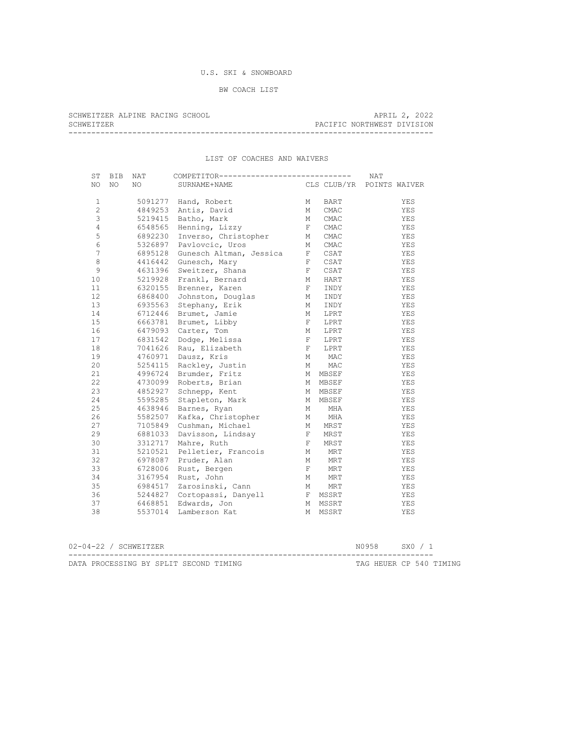U.S. SKI & SNOWBOARD

BW COACH LIST

SCHWEITZER ALPINE RACING SCHOOL — APRIL 2, 2022

SCHWEITZER — PACIFIC NORTHWEST DIVISION

LIST OF COACHES AND WAIVERS

| ST NO | BIB NO | NAT NO | COMPETITOR SURNAME+NAME | CLS | CLUB/YR | NAT POINTS | WAIVER |
|---|---|---|---|---|---|---|---|
| 1 | | 5091277 | Hand, Robert | M | BART | | YES |
| 2 | | 4849253 | Antis, David | M | CMAC | | YES |
| 3 | | 5219415 | Batho, Mark | M | CMAC | | YES |
| 4 | | 6548565 | Henning, Lizzy | F | CMAC | | YES |
| 5 | | 6892230 | Inverso, Christopher | M | CMAC | | YES |
| 6 | | 5326897 | Pavlovcic, Uros | M | CMAC | | YES |
| 7 | | 6895128 | Gunesch Altman, Jessica | F | CSAT | | YES |
| 8 | | 4416442 | Gunesch, Mary | F | CSAT | | YES |
| 9 | | 4631396 | Sweitzer, Shana | F | CSAT | | YES |
| 10 | | 5219928 | Frankl, Bernard | M | HART | | YES |
| 11 | | 6320155 | Brenner, Karen | F | INDY | | YES |
| 12 | | 6868400 | Johnston, Douglas | M | INDY | | YES |
| 13 | | 6935563 | Stephany, Erik | M | INDY | | YES |
| 14 | | 6712446 | Brumet, Jamie | M | LPRT | | YES |
| 15 | | 6663781 | Brumet, Libby | F | LPRT | | YES |
| 16 | | 6479093 | Carter, Tom | M | LPRT | | YES |
| 17 | | 6831542 | Dodge, Melissa | F | LPRT | | YES |
| 18 | | 7041626 | Rau, Elizabeth | F | LPRT | | YES |
| 19 | | 4760971 | Dausz, Kris | M | MAC | | YES |
| 20 | | 5254115 | Rackley, Justin | M | MAC | | YES |
| 21 | | 4996724 | Brumder, Fritz | M | MBSEF | | YES |
| 22 | | 4730099 | Roberts, Brian | M | MBSEF | | YES |
| 23 | | 4852927 | Schnepp, Kent | M | MBSEF | | YES |
| 24 | | 5595285 | Stapleton, Mark | M | MBSEF | | YES |
| 25 | | 4638946 | Barnes, Ryan | M | MHA | | YES |
| 26 | | 5582507 | Kafka, Christopher | M | MHA | | YES |
| 27 | | 7105849 | Cushman, Michael | M | MRST | | YES |
| 29 | | 6881033 | Davisson, Lindsay | F | MRST | | YES |
| 30 | | 3312717 | Mahre, Ruth | F | MRST | | YES |
| 31 | | 5210521 | Pelletier, Francois | M | MRT | | YES |
| 32 | | 6978087 | Pruder, Alan | M | MRT | | YES |
| 33 | | 6728006 | Rust, Bergen | F | MRT | | YES |
| 34 | | 3167954 | Rust, John | M | MRT | | YES |
| 35 | | 6984517 | Zarosinski, Cann | M | MRT | | YES |
| 36 | | 5244827 | Cortopassi, Danyell | F | MSSRT | | YES |
| 37 | | 6468851 | Edwards, Jon | M | MSSRT | | YES |
| 38 | | 5537014 | Lamberson Kat | M | MSSRT | | YES |

02-04-22 / SCHWEITZER — N0958 — SX0 / 1

DATA PROCESSING BY SPLIT SECOND TIMING — TAG HEUER CP 540 TIMING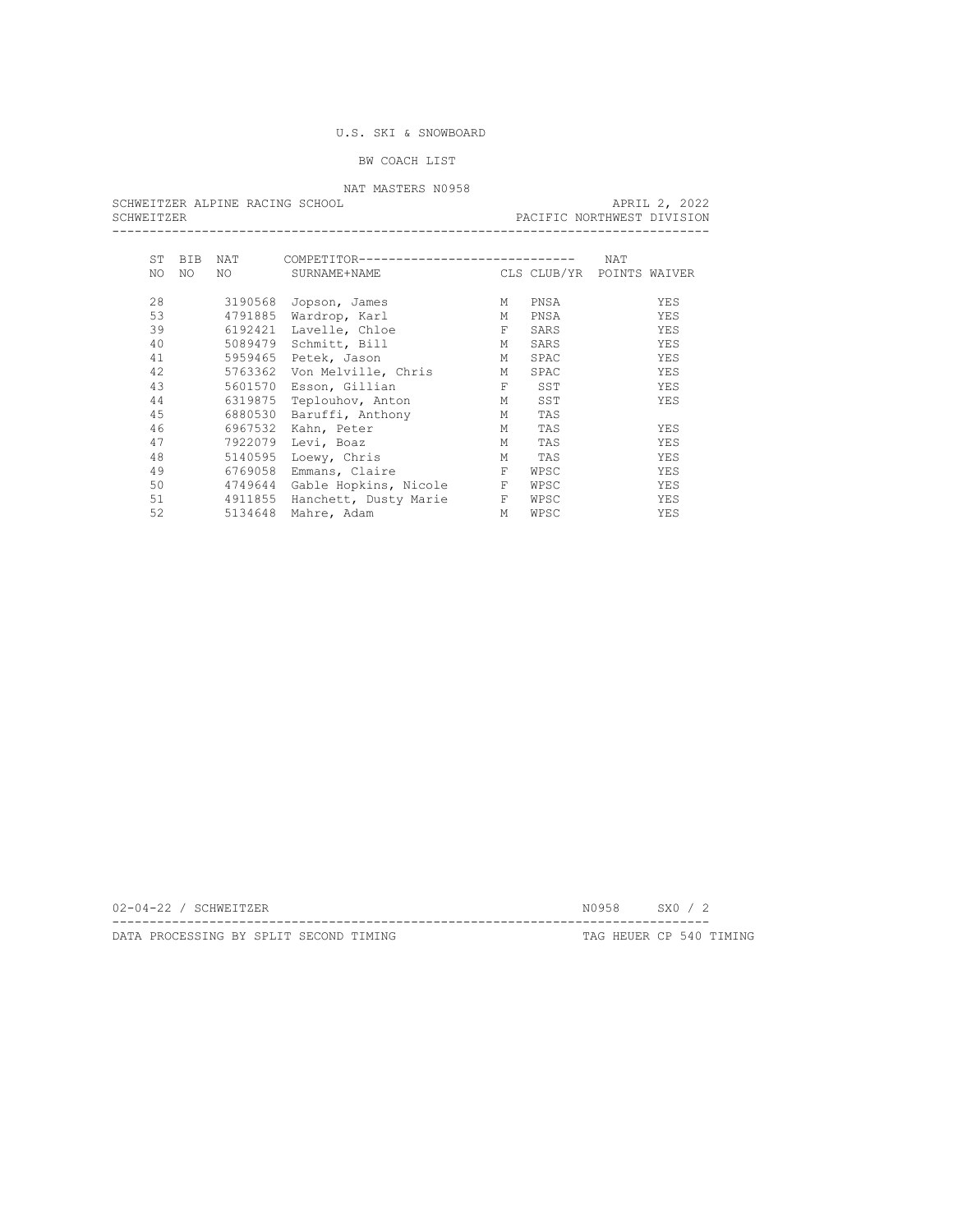U.S. SKI & SNOWBOARD

BW COACH LIST

NAT MASTERS N0958

SCHWEITZER ALPINE RACING SCHOOL — APRIL 2, 2022

SCHWEITZER — PACIFIC NORTHWEST DIVISION

| ST NO | BIB NO | NAT NO | COMPETITOR SURNAME+NAME | CLS | CLUB/YR | NAT POINTS | WAIVER |
|---|---|---|---|---|---|---|---|
| 28 | | 3190568 | Jopson, James | M | PNSA | | YES |
| 53 | | 4791885 | Wardrop, Karl | M | PNSA | | YES |
| 39 | | 6192421 | Lavelle, Chloe | F | SARS | | YES |
| 40 | | 5089479 | Schmitt, Bill | M | SARS | | YES |
| 41 | | 5959465 | Petek, Jason | M | SPAC | | YES |
| 42 | | 5763362 | Von Melville, Chris | M | SPAC | | YES |
| 43 | | 5601570 | Esson, Gillian | F | SST | | YES |
| 44 | | 6319875 | Teplouhov, Anton | M | SST | | YES |
| 45 | | 6880530 | Baruffi, Anthony | M | TAS | | |
| 46 | | 6967532 | Kahn, Peter | M | TAS | | YES |
| 47 | | 7922079 | Levi, Boaz | M | TAS | | YES |
| 48 | | 5140595 | Loewy, Chris | M | TAS | | YES |
| 49 | | 6769058 | Emmans, Claire | F | WPSC | | YES |
| 50 | | 4749644 | Gable Hopkins, Nicole | F | WPSC | | YES |
| 51 | | 4911855 | Hanchett, Dusty Marie | F | WPSC | | YES |
| 52 | | 5134648 | Mahre, Adam | M | WPSC | | YES |

02-04-22 / SCHWEITZER — N0958 SX0 / 2

DATA PROCESSING BY SPLIT SECOND TIMING — TAG HEUER CP 540 TIMING